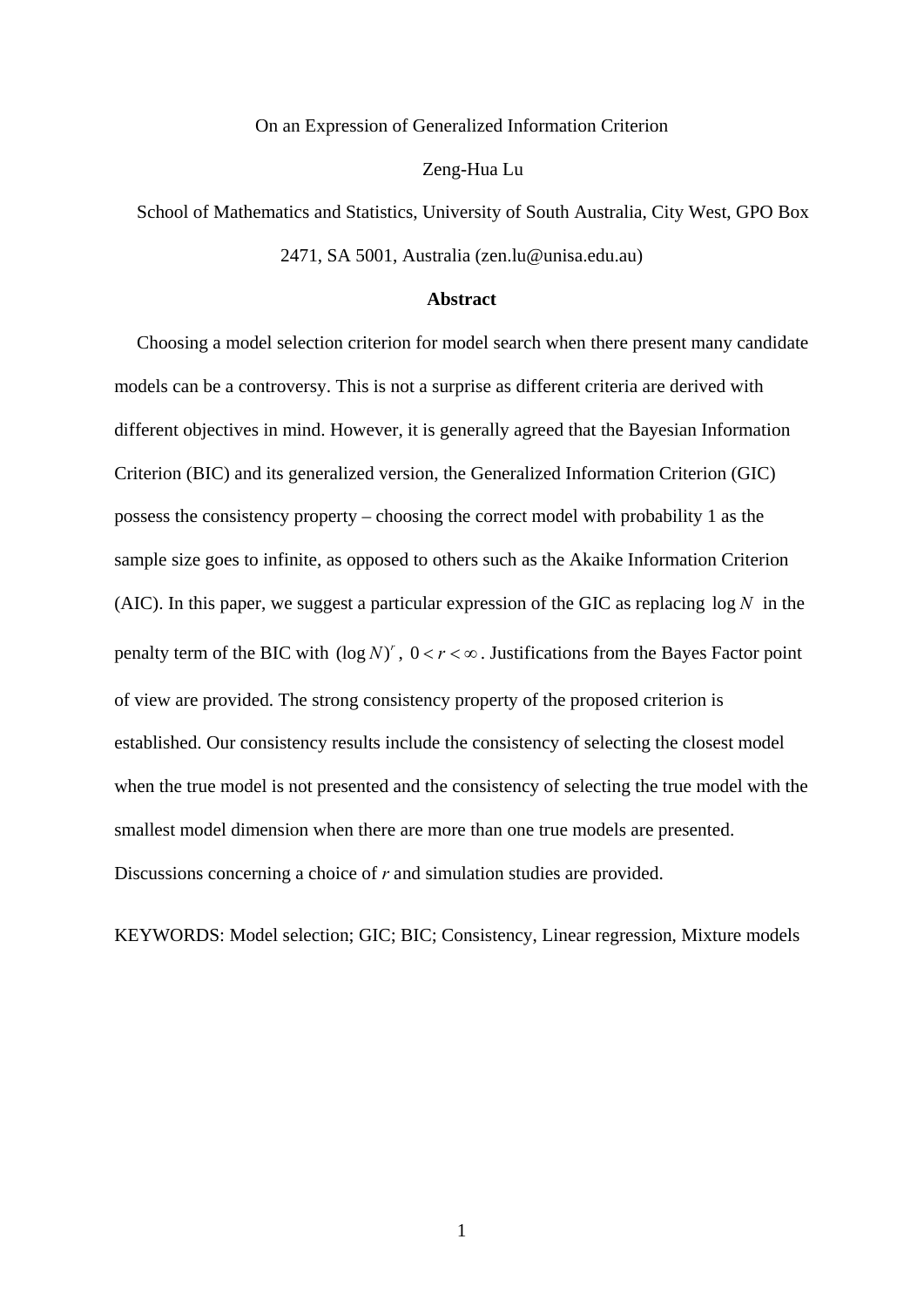# On an Expression of Generalized Information Criterion

Zeng-Hua Lu

School of Mathematics and Statistics, University of South Australia, City West, GPO Box 2471, SA 5001, Australia (zen.lu@unisa.edu.au)

## Abstract

Choosing a model selection criterion for model search when there present many candidate models can be a controversy. This is not a surprise as different criteria are derived with different objectives in mind. However, it is generally agreed that the Bayesian Information Criterion (BIC) and its generalized version, the Generalized Information Criterion (GIC) possess the consistency property – choosing the correct model with probability 1 as the sample size goes to infinite, as opposed to others such as the Akaike Information Criterion (AIC). In this paper, we suggest a particular expression of the GIC as replacing $\log N$ in the penalty term of the BIC with $(\log N)^r$, $0 < r < \infty$. Justifications from the Bayes Factor point of view are provided. The strong consistency property of the proposed criterion is established. Our consistency results include the consistency of selecting the closest model when the true model is not presented and the consistency of selecting the true model with the smallest model dimension when there are more than one true models are presented. Discussions concerning a choice of $r$ and simulation studies are provided.

KEYWORDS: Model selection; GIC; BIC; Consistency, Linear regression, Mixture models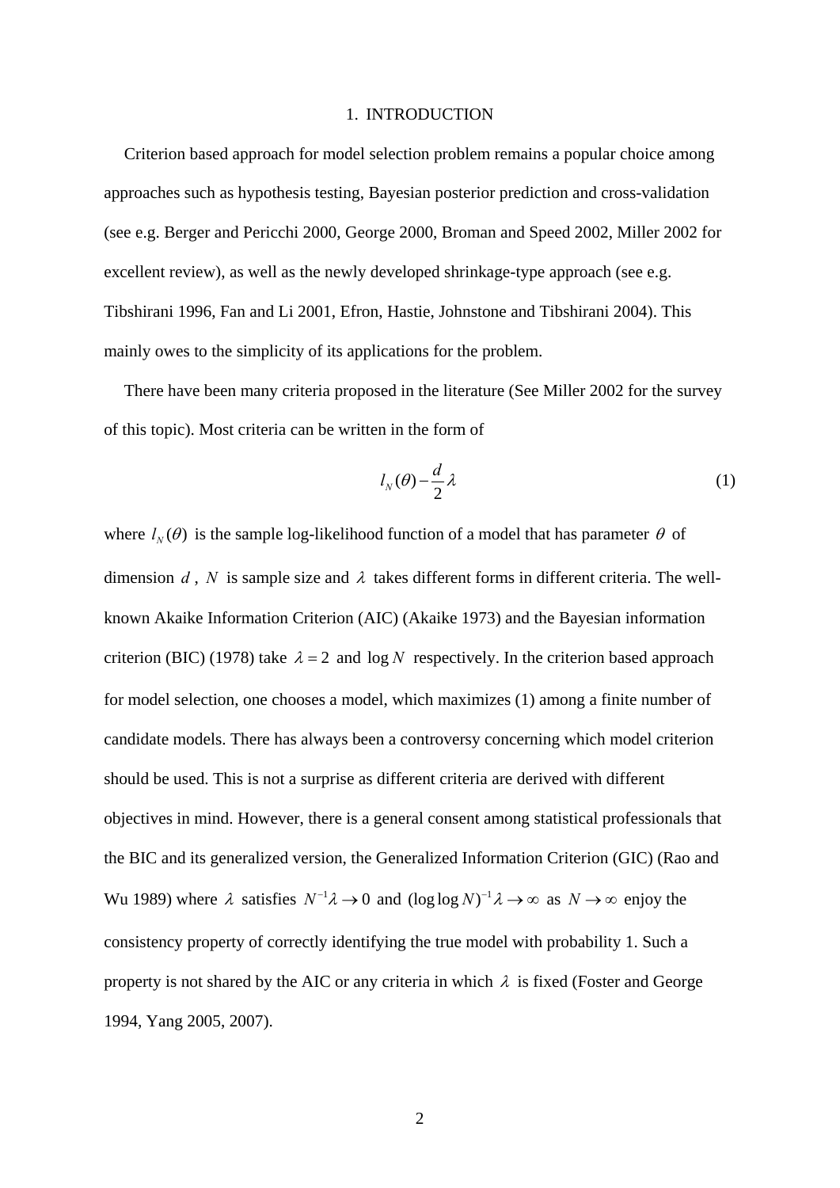## 1. INTRODUCTION

Criterion based approach for model selection problem remains a popular choice among approaches such as hypothesis testing, Bayesian posterior prediction and cross-validation (see e.g. Berger and Pericchi 2000, George 2000, Broman and Speed 2002, Miller 2002 for excellent review), as well as the newly developed shrinkage-type approach (see e.g. Tibshirani 1996, Fan and Li 2001, Efron, Hastie, Johnstone and Tibshirani 2004). This mainly owes to the simplicity of its applications for the problem.

There have been many criteria proposed in the literature (See Miller 2002 for the survey of this topic). Most criteria can be written in the form of

$$l_N(\theta) - \frac{d}{2}\lambda \tag{1}$$

where $l_N(\theta)$ is the sample log-likelihood function of a model that has parameter $\theta$ of dimension $d$, $N$ is sample size and $\lambda$ takes different forms in different criteria. The well-known Akaike Information Criterion (AIC) (Akaike 1973) and the Bayesian information criterion (BIC) (1978) take $\lambda = 2$ and $\log N$ respectively. In the criterion based approach for model selection, one chooses a model, which maximizes (1) among a finite number of candidate models. There has always been a controversy concerning which model criterion should be used. This is not a surprise as different criteria are derived with different objectives in mind. However, there is a general consent among statistical professionals that the BIC and its generalized version, the Generalized Information Criterion (GIC) (Rao and Wu 1989) where $\lambda$ satisfies $N^{-1}\lambda \to 0$ and $(\log\log N)^{-1}\lambda \to \infty$ as $N \to \infty$ enjoy the consistency property of correctly identifying the true model with probability 1. Such a property is not shared by the AIC or any criteria in which $\lambda$ is fixed (Foster and George 1994, Yang 2005, 2007).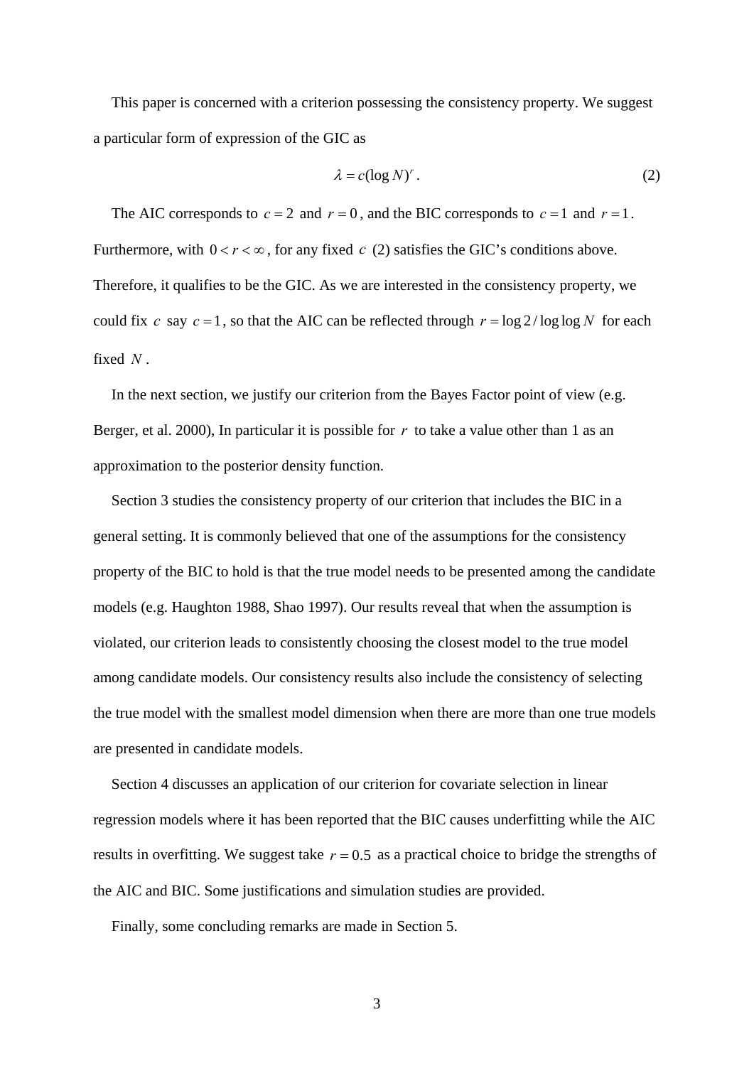This paper is concerned with a criterion possessing the consistency property. We suggest a particular form of expression of the GIC as

$$\lambda = c(\log N)^r . \tag{2}$$

The AIC corresponds to $c = 2$ and $r = 0$, and the BIC corresponds to $c = 1$ and $r = 1$. Furthermore, with $0 < r < \infty$, for any fixed $c$ (2) satisfies the GIC's conditions above. Therefore, it qualifies to be the GIC. As we are interested in the consistency property, we could fix $c$ say $c = 1$, so that the AIC can be reflected through $r = \log 2 / \log\log N$ for each fixed $N$.

In the next section, we justify our criterion from the Bayes Factor point of view (e.g. Berger, et al. 2000), In particular it is possible for $r$ to take a value other than 1 as an approximation to the posterior density function.

Section 3 studies the consistency property of our criterion that includes the BIC in a general setting. It is commonly believed that one of the assumptions for the consistency property of the BIC to hold is that the true model needs to be presented among the candidate models (e.g. Haughton 1988, Shao 1997). Our results reveal that when the assumption is violated, our criterion leads to consistently choosing the closest model to the true model among candidate models. Our consistency results also include the consistency of selecting the true model with the smallest model dimension when there are more than one true models are presented in candidate models.

Section 4 discusses an application of our criterion for covariate selection in linear regression models where it has been reported that the BIC causes underfitting while the AIC results in overfitting. We suggest take $r = 0.5$ as a practical choice to bridge the strengths of the AIC and BIC. Some justifications and simulation studies are provided.

Finally, some concluding remarks are made in Section 5.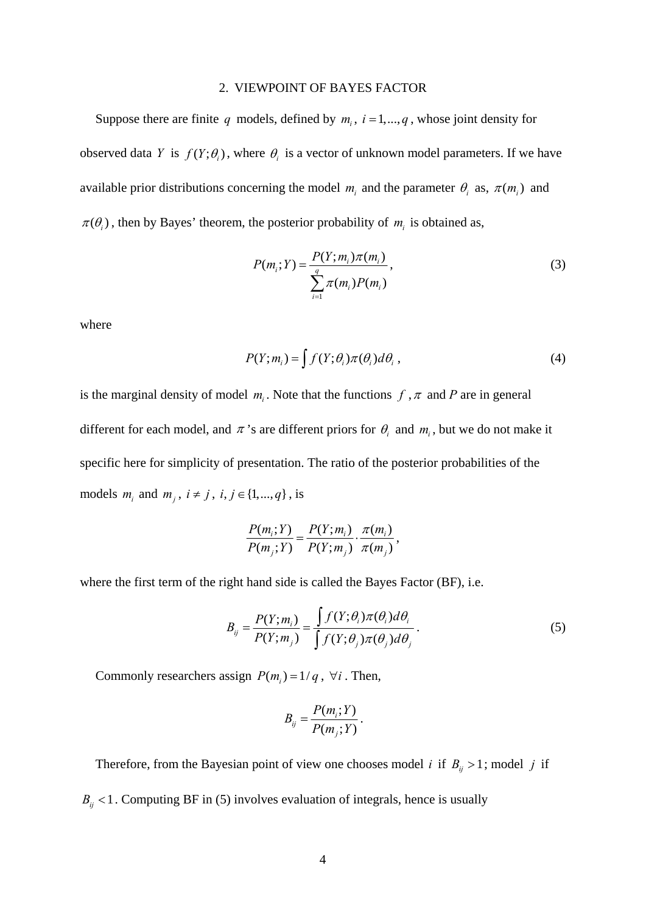## 2. VIEWPOINT OF BAYES FACTOR

Suppose there are finite $q$ models, defined by $m_i$, $i = 1, ..., q$, whose joint density for observed data $Y$ is $f(Y;\theta_i)$, where $\theta_i$ is a vector of unknown model parameters. If we have available prior distributions concerning the model $m_i$ and the parameter $\theta_i$ as, $\pi(m_i)$ and $\pi(\theta_i)$, then by Bayes' theorem, the posterior probability of $m_i$ is obtained as,

$$P(m_i;Y) = \frac{P(Y;m_i)\pi(m_i)}{\sum_{i=1}^{q} \pi(m_i)P(m_i)}, \tag{3}$$

where

$$P(Y;m_i) = \int f(Y;\theta_i)\pi(\theta_i)d\theta_i , \tag{4}$$

is the marginal density of model $m_i$. Note that the functions $f$, $\pi$ and $P$ are in general different for each model, and $\pi$'s are different priors for $\theta_i$ and $m_i$, but we do not make it specific here for simplicity of presentation. The ratio of the posterior probabilities of the models $m_i$ and $m_j$, $i \neq j$, $i, j \in \{1, ..., q\}$, is

$$\frac{P(m_i;Y)}{P(m_j;Y)} = \frac{P(Y;m_i)}{P(Y;m_j)} \cdot \frac{\pi(m_i)}{\pi(m_j)},$$

where the first term of the right hand side is called the Bayes Factor (BF), i.e.

$$B_{ij} = \frac{P(Y;m_i)}{P(Y;m_j)} = \frac{\int f(Y;\theta_i)\pi(\theta_i)d\theta_i}{\int f(Y;\theta_j)\pi(\theta_j)d\theta_j}. \tag{5}$$

Commonly researchers assign $P(m_i) = 1/q$, $\forall i$. Then,

$$B_{ij} = \frac{P(m_i;Y)}{P(m_j;Y)}.$$

Therefore, from the Bayesian point of view one chooses model $i$ if $B_{ij} > 1$; model $j$ if $B_{ij} < 1$. Computing BF in (5) involves evaluation of integrals, hence is usually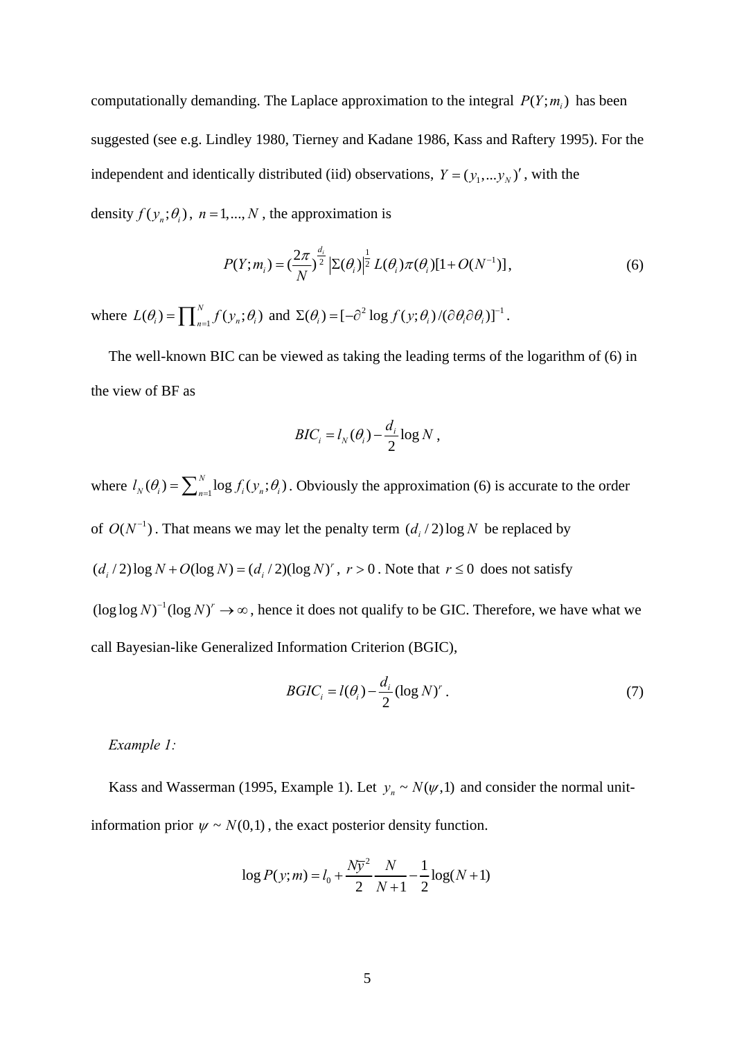computationally demanding. The Laplace approximation to the integral $P(Y;m_i)$ has been suggested (see e.g. Lindley 1980, Tierney and Kadane 1986, Kass and Raftery 1995). For the independent and identically distributed (iid) observations, $Y=(y_1,...y_N)'$, with the density $f(y_n;\theta_i)$, $n=1,...,N$, the approximation is

$$P(Y;m_i)=(\frac{2\pi}{N})^{\frac{d_i}{2}}\left|\Sigma(\theta_i)\right|^{\frac{1}{2}}L(\theta_i)\pi(\theta_i)[1+O(N^{-1})], \tag{6}$$

where $L(\theta_i)=\prod_{n=1}^{N} f(y_n;\theta_i)$ and $\Sigma(\theta_i)=[-\partial^2 \log f(y;\theta_i)/(\partial\theta_i\partial\theta_i)]^{-1}$.

The well-known BIC can be viewed as taking the leading terms of the logarithm of (6) in the view of BF as

$$BIC_i = l_N(\theta_i)-\frac{d_i}{2}\log N ,$$

where $l_N(\theta_i)=\sum_{n=1}^{N}\log f_i(y_n;\theta_i)$. Obviously the approximation (6) is accurate to the order of $O(N^{-1})$. That means we may let the penalty term $(d_i/2)\log N$ be replaced by $(d_i/2)\log N + O(\log N)=(d_i/2)(\log N)^r$, $r>0$. Note that $r\le 0$ does not satisfy $(\log\log N)^{-1}(\log N)^r \to \infty$, hence it does not qualify to be GIC. Therefore, we have what we call Bayesian-like Generalized Information Criterion (BGIC),

$$BGIC_i = l(\theta_i)-\frac{d_i}{2}(\log N)^r . \tag{7}$$

*Example 1:*

Kass and Wasserman (1995, Example 1). Let $y_n \sim N(\psi,1)$ and consider the normal unit-information prior $\psi \sim N(0,1)$, the exact posterior density function.

$$\log P(y;m)=l_0+\frac{N\bar{y}^2}{2}\frac{N}{N+1}-\frac{1}{2}\log(N+1)$$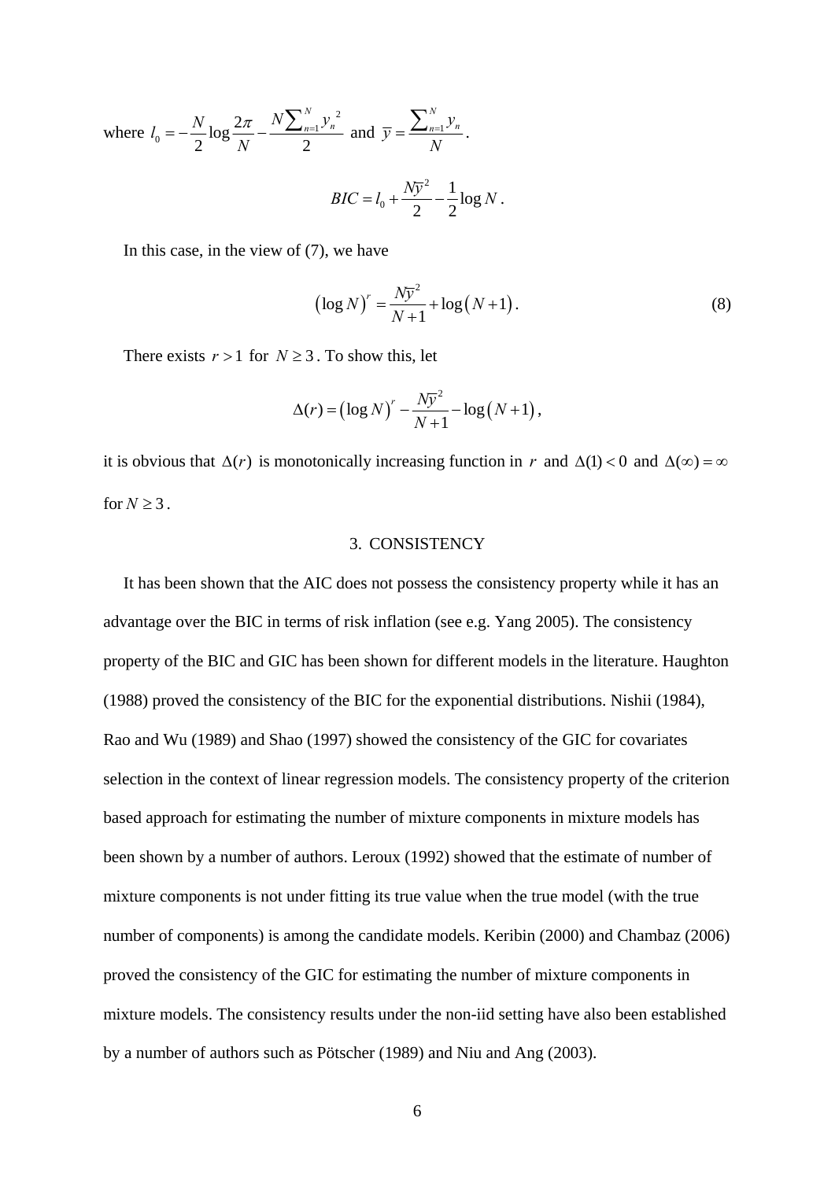where $l_0 = -\frac{N}{2}\log\frac{2\pi}{N} - \frac{N\sum_{n=1}^{N} y_n^{\ 2}}{2}$ and $\overline{y} = \frac{\sum_{n=1}^{N} y_n}{N}$.

$$BIC = l_0 + \frac{N\overline{y}^2}{2} - \frac{1}{2}\log N .$$

In this case, in the view of (7), we have

$$\left(\log N\right)^r = \frac{N\overline{y}^2}{N+1} + \log\left(N+1\right). \tag{8}$$

There exists $r > 1$ for $N \geq 3$. To show this, let

$$\Delta(r) = \left(\log N\right)^r - \frac{N\overline{y}^2}{N+1} - \log\left(N+1\right),$$

it is obvious that $\Delta(r)$ is monotonically increasing function in $r$ and $\Delta(1) < 0$ and $\Delta(\infty) = \infty$ for $N \geq 3$.

## 3. CONSISTENCY

It has been shown that the AIC does not possess the consistency property while it has an advantage over the BIC in terms of risk inflation (see e.g. Yang 2005). The consistency property of the BIC and GIC has been shown for different models in the literature. Haughton (1988) proved the consistency of the BIC for the exponential distributions. Nishii (1984), Rao and Wu (1989) and Shao (1997) showed the consistency of the GIC for covariates selection in the context of linear regression models. The consistency property of the criterion based approach for estimating the number of mixture components in mixture models has been shown by a number of authors. Leroux (1992) showed that the estimate of number of mixture components is not under fitting its true value when the true model (with the true number of components) is among the candidate models. Keribin (2000) and Chambaz (2006) proved the consistency of the GIC for estimating the number of mixture components in mixture models. The consistency results under the non-iid setting have also been established by a number of authors such as Pötscher (1989) and Niu and Ang (2003).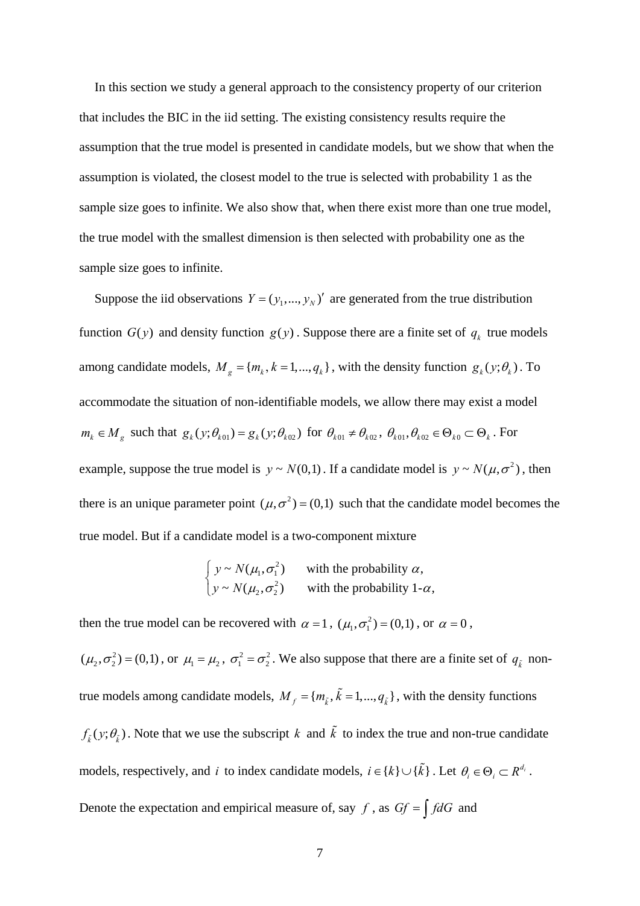In this section we study a general approach to the consistency property of our criterion that includes the BIC in the iid setting. The existing consistency results require the assumption that the true model is presented in candidate models, but we show that when the assumption is violated, the closest model to the true is selected with probability 1 as the sample size goes to infinite. We also show that, when there exist more than one true model, the true model with the smallest dimension is then selected with probability one as the sample size goes to infinite.

Suppose the iid observations $Y = (y_1, ..., y_N)'$ are generated from the true distribution function $G(y)$ and density function $g(y)$. Suppose there are a finite set of $q_k$ true models among candidate models, $M_g = \{m_k, k = 1, ..., q_k\}$, with the density function $g_k(y;\theta_k)$. To accommodate the situation of non-identifiable models, we allow there may exist a model $m_k \in M_g$ such that $g_k(y;\theta_{k01}) = g_k(y;\theta_{k02})$ for $\theta_{k01} \neq \theta_{k02}$, $\theta_{k01}, \theta_{k02} \in \Theta_{k0} \subset \Theta_k$. For example, suppose the true model is $y \sim N(0,1)$. If a candidate model is $y \sim N(\mu, \sigma^2)$, then there is an unique parameter point $(\mu, \sigma^2) = (0,1)$ such that the candidate model becomes the true model. But if a candidate model is a two-component mixture

$$\begin{cases} y \sim N(\mu_1, \sigma_1^2) & \text{with the probability } \alpha, \\ y \sim N(\mu_2, \sigma_2^2) & \text{with the probability 1-}\alpha, \end{cases}$$

then the true model can be recovered with $\alpha = 1$, $(\mu_1, \sigma_1^2) = (0,1)$, or $\alpha = 0$, $(\mu_2, \sigma_2^2) = (0,1)$, or $\mu_1 = \mu_2$, $\sigma_1^2 = \sigma_2^2$. We also suppose that there are a finite set of $q_{\tilde{k}}$ non-true models among candidate models, $M_f = \{m_{\tilde{k}}, \tilde{k} = 1, ..., q_{\tilde{k}}\}$, with the density functions $f_{\tilde{k}}(y;\theta_{\tilde{k}})$. Note that we use the subscript $k$ and $\tilde{k}$ to index the true and non-true candidate models, respectively, and $i$ to index candidate models, $i \in \{k\} \cup \{\tilde{k}\}$. Let $\theta_i \in \Theta_i \subset R^{d_i}$. Denote the expectation and empirical measure of, say $f$, as $Gf = \int f dG$ and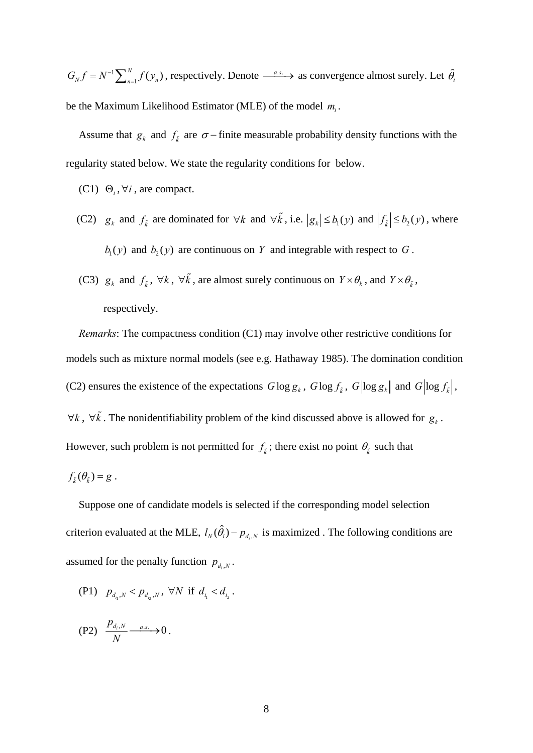$G_N f = N^{-1}\sum_{n=1}^{N} f(y_n)$, respectively. Denote $\xrightarrow{a.s.}$ as convergence almost surely. Let $\hat{\theta}_i$ be the Maximum Likelihood Estimator (MLE) of the model $m_i$.

Assume that $g_k$ and $f_{\tilde{k}}$ are $\sigma-$finite measurable probability density functions with the regularity stated below. We state the regularity conditions for below.

(C1) $\Theta_i, \forall i$, are compact.

(C2) $g_k$ and $f_{\tilde{k}}$ are dominated for $\forall k$ and $\forall \tilde{k}$, i.e. $|g_k| \le b_1(y)$ and $|f_{\tilde{k}}| \le b_2(y)$, where $b_1(y)$ and $b_2(y)$ are continuous on $Y$ and integrable with respect to $G$.

(C3) $g_k$ and $f_{\tilde{k}}$, $\forall k$, $\forall \tilde{k}$, are almost surely continuous on $Y \times \theta_k$, and $Y \times \theta_{\tilde{k}}$, respectively.

*Remarks*: The compactness condition (C1) may involve other restrictive conditions for models such as mixture normal models (see e.g. Hathaway 1985). The domination condition (C2) ensures the existence of the expectations $G\log g_k$, $G\log f_{\tilde{k}}$, $G|\log g_k|$ and $G|\log f_{\tilde{k}}|$, $\forall k$, $\forall \tilde{k}$. The nonidentifiability problem of the kind discussed above is allowed for $g_k$. However, such problem is not permitted for $f_{\tilde{k}}$; there exist no point $\theta_{\tilde{k}}$ such that $f_{\tilde{k}}(\theta_{\tilde{k}}) = g$.

Suppose one of candidate models is selected if the corresponding model selection criterion evaluated at the MLE, $l_N(\hat{\theta}_i) - p_{d_i,N}$ is maximized . The following conditions are assumed for the penalty function $p_{d_i,N}$.

(P1) $p_{d_{i_1},N} < p_{d_{i_2},N}$, $\forall N$ if $d_{i_1} < d_{i_2}$.

(P2) $\dfrac{p_{d_i,N}}{N} \xrightarrow{a.s.} 0$.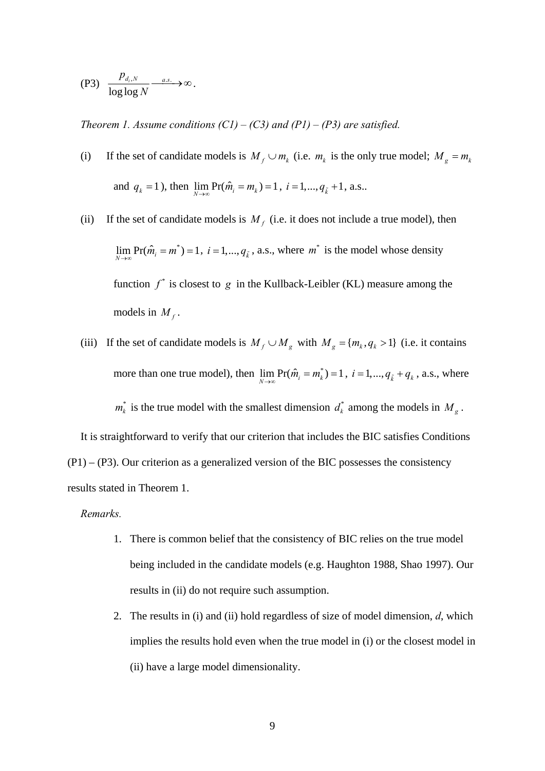(P3) $\frac{p_{d_i,N}}{\log\log N} \xrightarrow{a.s.} \infty$.

*Theorem 1. Assume conditions (C1) – (C3) and (P1) – (P3) are satisfied.*

(i) If the set of candidate models is $M_f \cup m_k$ (i.e. $m_k$ is the only true model; $M_g = m_k$ and $q_k = 1$), then $\lim_{N\to\infty} \Pr(\hat{m}_i = m_k) = 1$, $i = 1,..., q_{\tilde{k}} + 1$, a.s..

(ii) If the set of candidate models is $M_f$ (i.e. it does not include a true model), then $\lim_{N\to\infty} \Pr(\hat{m}_i = m^*) = 1$, $i = 1,..., q_{\tilde{k}}$, a.s., where $m^*$ is the model whose density function $f^*$ is closest to $g$ in the Kullback-Leibler (KL) measure among the models in $M_f$.

(iii) If the set of candidate models is $M_f \cup M_g$ with $M_g = \{m_k, q_k > 1\}$ (i.e. it contains more than one true model), then $\lim_{N\to\infty} \Pr(\hat{m}_i = m_k^*) = 1$, $i = 1,..., q_{\tilde{k}} + q_k$, a.s., where $m_k^*$ is the true model with the smallest dimension $d_k^*$ among the models in $M_g$.

It is straightforward to verify that our criterion that includes the BIC satisfies Conditions (P1) – (P3). Our criterion as a generalized version of the BIC possesses the consistency results stated in Theorem 1.

*Remarks.*

1. There is common belief that the consistency of BIC relies on the true model being included in the candidate models (e.g. Haughton 1988, Shao 1997). Our results in (ii) do not require such assumption.
2. The results in (i) and (ii) hold regardless of size of model dimension, *d*, which implies the results hold even when the true model in (i) or the closest model in (ii) have a large model dimensionality.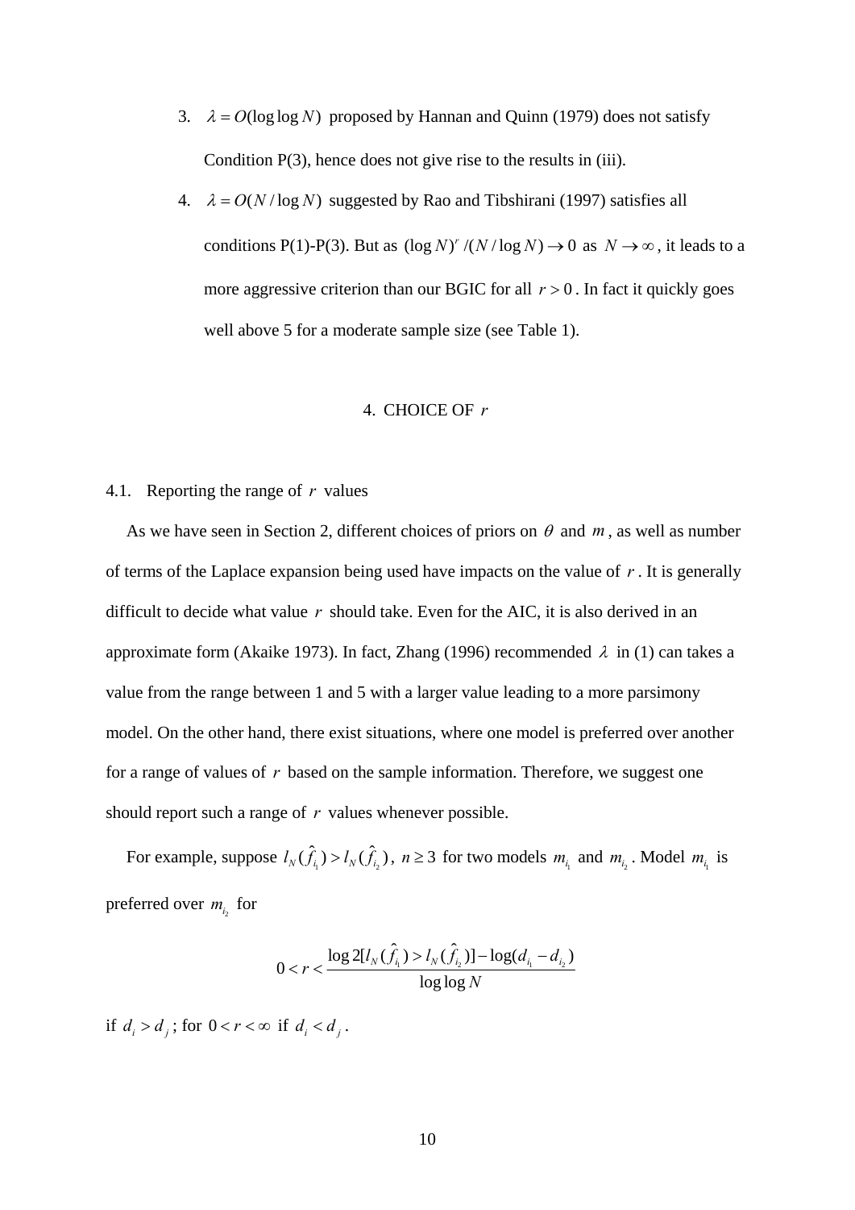3. $\lambda = O(\log\log N)$ proposed by Hannan and Quinn (1979) does not satisfy Condition P(3), hence does not give rise to the results in (iii).
4. $\lambda = O(N/\log N)$ suggested by Rao and Tibshirani (1997) satisfies all conditions P(1)-P(3). But as $(\log N)^r/(N/\log N) \to 0$ as $N \to \infty$, it leads to a more aggressive criterion than our BGIC for all $r > 0$. In fact it quickly goes well above 5 for a moderate sample size (see Table 1).

## 4. CHOICE OF $r$

### 4.1. Reporting the range of $r$ values

As we have seen in Section 2, different choices of priors on $\theta$ and $m$, as well as number of terms of the Laplace expansion being used have impacts on the value of $r$. It is generally difficult to decide what value $r$ should take. Even for the AIC, it is also derived in an approximate form (Akaike 1973). In fact, Zhang (1996) recommended $\lambda$ in (1) can takes a value from the range between 1 and 5 with a larger value leading to a more parsimony model. On the other hand, there exist situations, where one model is preferred over another for a range of values of $r$ based on the sample information. Therefore, we suggest one should report such a range of $r$ values whenever possible.

For example, suppose $l_N(\hat{f}_{i_1}) > l_N(\hat{f}_{i_2})$, $n \geq 3$ for two models $m_{i_1}$ and $m_{i_2}$. Model $m_{i_1}$ is preferred over $m_{i_2}$ for

$$0 < r < \frac{\log 2[l_N(\hat{f}_{i_1}) > l_N(\hat{f}_{i_2})] - \log(d_{i_1} - d_{i_2})}{\log\log N}$$

if $d_i > d_j$; for $0 < r < \infty$ if $d_i < d_j$.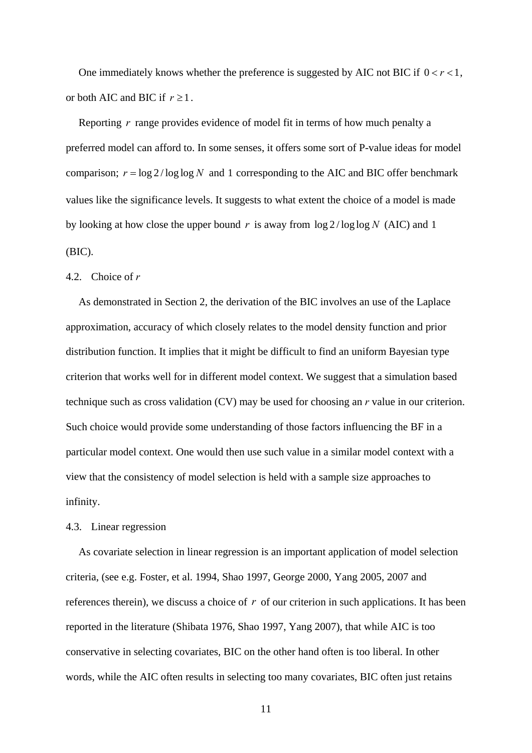One immediately knows whether the preference is suggested by AIC not BIC if $0 < r < 1$, or both AIC and BIC if $r \geq 1$.

Reporting $r$ range provides evidence of model fit in terms of how much penalty a preferred model can afford to. In some senses, it offers some sort of P-value ideas for model comparison; $r = \log 2 / \log \log N$ and 1 corresponding to the AIC and BIC offer benchmark values like the significance levels. It suggests to what extent the choice of a model is made by looking at how close the upper bound $r$ is away from $\log 2 / \log \log N$ (AIC) and 1 (BIC).

### 4.2. Choice of *r*

As demonstrated in Section 2, the derivation of the BIC involves an use of the Laplace approximation, accuracy of which closely relates to the model density function and prior distribution function. It implies that it might be difficult to find an uniform Bayesian type criterion that works well for in different model context. We suggest that a simulation based technique such as cross validation (CV) may be used for choosing an *r* value in our criterion. Such choice would provide some understanding of those factors influencing the BF in a particular model context. One would then use such value in a similar model context with a view that the consistency of model selection is held with a sample size approaches to infinity.

### 4.3. Linear regression

As covariate selection in linear regression is an important application of model selection criteria, (see e.g. Foster, et al. 1994, Shao 1997, George 2000, Yang 2005, 2007 and references therein), we discuss a choice of $r$ of our criterion in such applications. It has been reported in the literature (Shibata 1976, Shao 1997, Yang 2007), that while AIC is too conservative in selecting covariates, BIC on the other hand often is too liberal. In other words, while the AIC often results in selecting too many covariates, BIC often just retains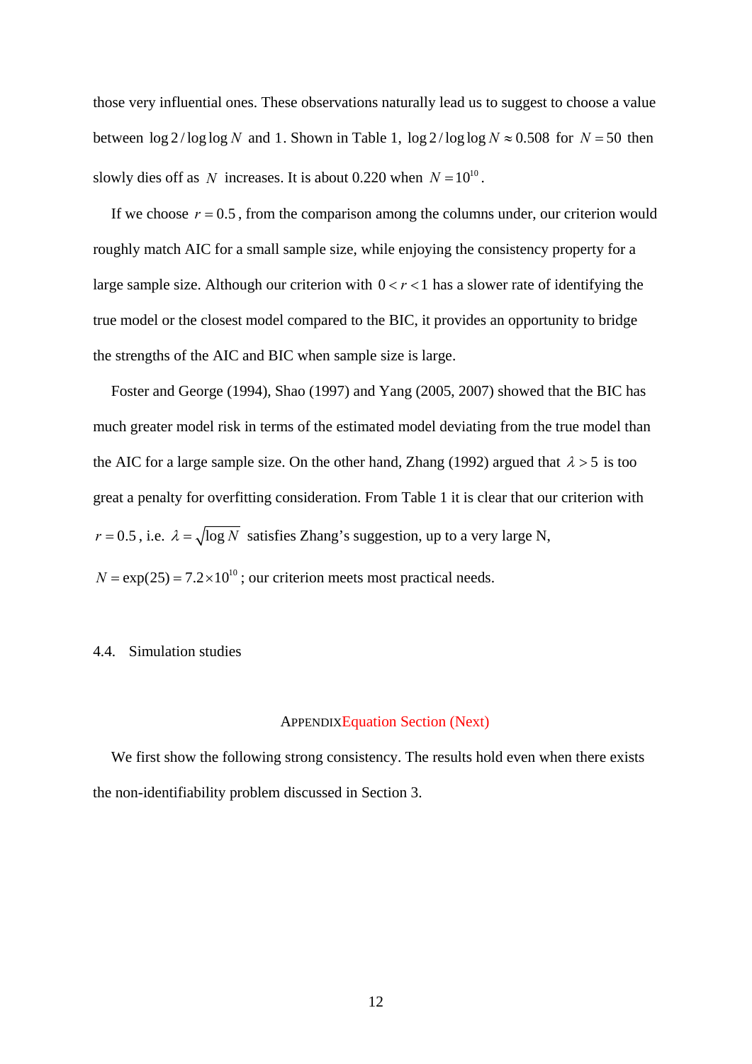those very influential ones. These observations naturally lead us to suggest to choose a value between $\log 2/\log\log N$ and 1. Shown in Table 1, $\log 2/\log\log N \approx 0.508$ for $N = 50$ then slowly dies off as $N$ increases. It is about 0.220 when $N = 10^{10}$.

If we choose $r = 0.5$, from the comparison among the columns under, our criterion would roughly match AIC for a small sample size, while enjoying the consistency property for a large sample size. Although our criterion with $0 < r < 1$ has a slower rate of identifying the true model or the closest model compared to the BIC, it provides an opportunity to bridge the strengths of the AIC and BIC when sample size is large.

Foster and George (1994), Shao (1997) and Yang (2005, 2007) showed that the BIC has much greater model risk in terms of the estimated model deviating from the true model than the AIC for a large sample size. On the other hand, Zhang (1992) argued that $\lambda > 5$ is too great a penalty for overfitting consideration. From Table 1 it is clear that our criterion with $r = 0.5$, i.e. $\lambda = \sqrt{\log N}$ satisfies Zhang's suggestion, up to a very large N, $N = \exp(25) = 7.2 \times 10^{10}$; our criterion meets most practical needs.

### 4.4. Simulation studies

## APPENDIXEquation Section (Next)

We first show the following strong consistency. The results hold even when there exists the non-identifiability problem discussed in Section 3.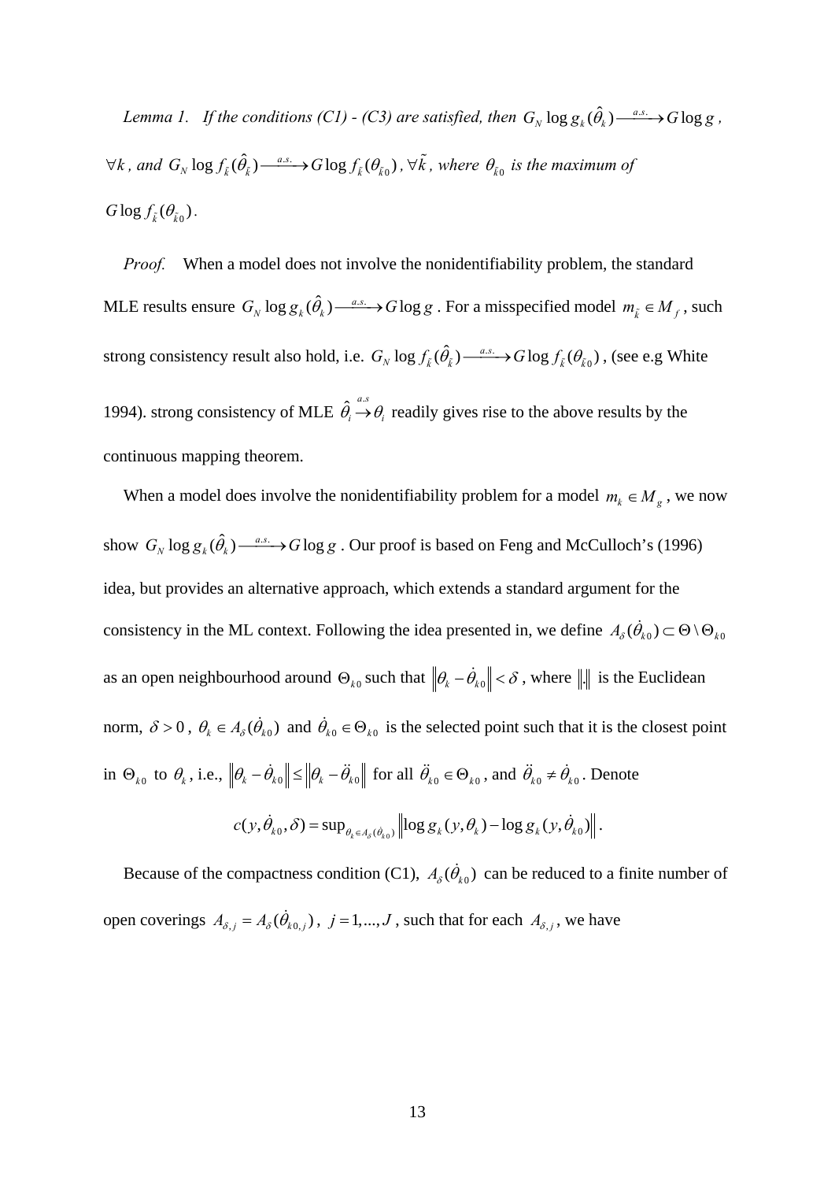*Lemma 1. If the conditions (C1) - (C3) are satisfied, then* $G_N \log g_k(\hat{\theta}_k) \xrightarrow{a.s.} G \log g$*,* $\forall k$*, and* $G_N \log f_{\tilde{k}}(\hat{\theta}_{\tilde{k}}) \xrightarrow{a.s.} G \log f_{\tilde{k}}(\theta_{\tilde{k}0})$*,* $\forall \tilde{k}$*, where* $\theta_{\tilde{k}0}$ *is the maximum of* $G \log f_{\tilde{k}}(\theta_{\tilde{k}0})$*.*

*Proof.* When a model does not involve the nonidentifiability problem, the standard MLE results ensure $G_N \log g_k(\hat{\theta}_k) \xrightarrow{a.s.} G \log g$. For a misspecified model $m_{\tilde{k}} \in M_f$, such strong consistency result also hold, i.e. $G_N \log f_{\tilde{k}}(\hat{\theta}_{\tilde{k}}) \xrightarrow{a.s.} G \log f_{\tilde{k}}(\theta_{\tilde{k}0})$, (see e.g White 1994). strong consistency of MLE $\hat{\theta}_i \xrightarrow{a.s} \theta_i$ readily gives rise to the above results by the continuous mapping theorem.

When a model does involve the nonidentifiability problem for a model $m_k \in M_g$, we now show $G_N \log g_k(\hat{\theta}_k) \xrightarrow{a.s.} G \log g$. Our proof is based on Feng and McCulloch's (1996) idea, but provides an alternative approach, which extends a standard argument for the consistency in the ML context. Following the idea presented in, we define $A_\delta(\dot{\theta}_{k0}) \subset \Theta \setminus \Theta_{k0}$ as an open neighbourhood around $\Theta_{k0}$ such that $\left\|\theta_k - \dot{\theta}_{k0}\right\| < \delta$, where $\|.\|$ is the Euclidean norm, $\delta > 0$, $\theta_k \in A_\delta(\dot{\theta}_{k0})$ and $\dot{\theta}_{k0} \in \Theta_{k0}$ is the selected point such that it is the closest point in $\Theta_{k0}$ to $\theta_k$, i.e., $\left\|\theta_k - \dot{\theta}_{k0}\right\| \le \left\|\theta_k - \ddot{\theta}_{k0}\right\|$ for all $\ddot{\theta}_{k0} \in \Theta_{k0}$, and $\ddot{\theta}_{k0} \ne \dot{\theta}_{k0}$. Denote

$$c(y, \dot{\theta}_{k0}, \delta) = \sup_{\theta_k \in A_\delta(\dot{\theta}_{k0})} \left\| \log g_k(y, \theta_k) - \log g_k(y, \dot{\theta}_{k0}) \right\|.$$

Because of the compactness condition (C1), $A_\delta(\dot{\theta}_{k0})$ can be reduced to a finite number of open coverings $A_{\delta,j} = A_\delta(\dot{\theta}_{k0,j})$, $j = 1, ..., J$, such that for each $A_{\delta,j}$, we have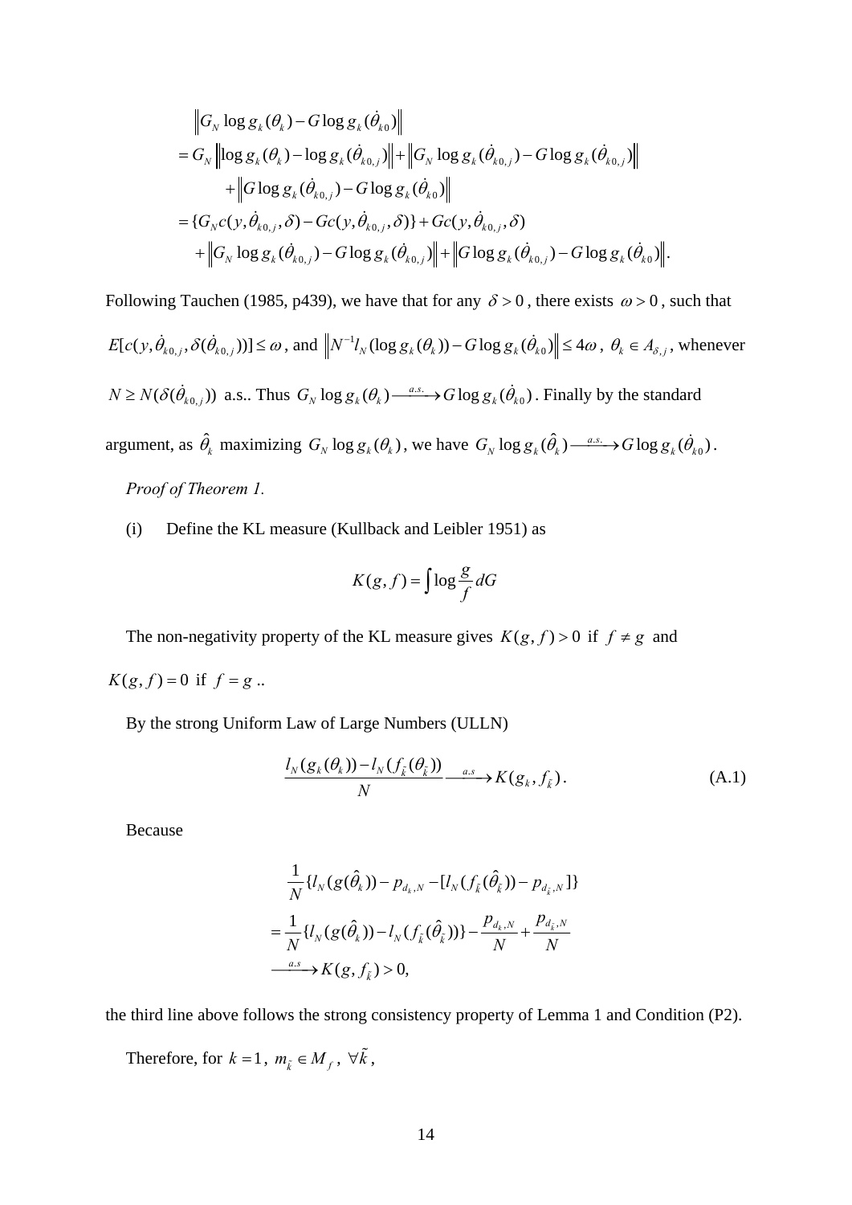$$
\begin{aligned}
&\left\| G_N \log g_k(\theta_k) - G \log g_k(\dot{\theta}_{k0}) \right\| \\
&= G_N \left\| \log g_k(\theta_k) - \log g_k(\dot{\theta}_{k0,j}) \right\| + \left\| G_N \log g_k(\dot{\theta}_{k0,j}) - G \log g_k(\dot{\theta}_{k0,j}) \right\| \\
&\qquad + \left\| G \log g_k(\dot{\theta}_{k0,j}) - G \log g_k(\dot{\theta}_{k0}) \right\| \\
&= \{ G_N c(y, \dot{\theta}_{k0,j}, \delta) - G c(y, \dot{\theta}_{k0,j}, \delta) \} + G c(y, \dot{\theta}_{k0,j}, \delta) \\
&\quad + \left\| G_N \log g_k(\dot{\theta}_{k0,j}) - G \log g_k(\dot{\theta}_{k0,j}) \right\| + \left\| G \log g_k(\dot{\theta}_{k0,j}) - G \log g_k(\dot{\theta}_{k0}) \right\|.
\end{aligned}
$$

Following Tauchen (1985, p439), we have that for any $\delta > 0$, there exists $\omega > 0$, such that $E[c(y, \dot{\theta}_{k0,j}, \delta(\dot{\theta}_{k0,j}))] \le \omega$, and $\left\| N^{-1} l_N(\log g_k(\theta_k)) - G \log g_k(\dot{\theta}_{k0}) \right\| \le 4\omega$, $\theta_k \in A_{\delta,j}$, whenever $N \ge N(\delta(\dot{\theta}_{k0,j}))$ a.s.. Thus $G_N \log g_k(\theta_k) \xrightarrow{a.s.} G \log g_k(\dot{\theta}_{k0})$. Finally by the standard argument, as $\hat{\theta}_k$ maximizing $G_N \log g_k(\theta_k)$, we have $G_N \log g_k(\hat{\theta}_k) \xrightarrow{a.s.} G \log g_k(\dot{\theta}_{k0})$.

*Proof of Theorem 1.*

(i) Define the KL measure (Kullback and Leibler 1951) as

$$
K(g, f) = \int \log \frac{g}{f} dG
$$

The non-negativity property of the KL measure gives $K(g, f) > 0$ if $f \ne g$ and $K(g, f) = 0$ if $f = g$ ..

By the strong Uniform Law of Large Numbers (ULLN)

$$
\frac{l_N(g_k(\theta_k)) - l_N(f_{\tilde{k}}(\theta_{\tilde{k}}))}{N} \xrightarrow{a.s} K(g_k, f_{\tilde{k}}). \tag{A.1}
$$

Because

$$
\begin{aligned}
&\frac{1}{N}\{ l_N(g(\hat{\theta}_k)) - p_{d_k,N} - [l_N(f_{\tilde{k}}(\hat{\theta}_{\tilde{k}})) - p_{d_{\tilde{k}},N}] \} \\
&= \frac{1}{N}\{ l_N(g(\hat{\theta}_k)) - l_N(f_{\tilde{k}}(\hat{\theta}_{\tilde{k}})) \} - \frac{p_{d_k,N}}{N} + \frac{p_{d_{\tilde{k}},N}}{N} \\
&\xrightarrow{a.s} K(g, f_{\tilde{k}}) > 0,
\end{aligned}
$$

the third line above follows the strong consistency property of Lemma 1 and Condition (P2).

Therefore, for $k = 1$, $m_{\tilde{k}} \in M_f$, $\forall \tilde{k}$,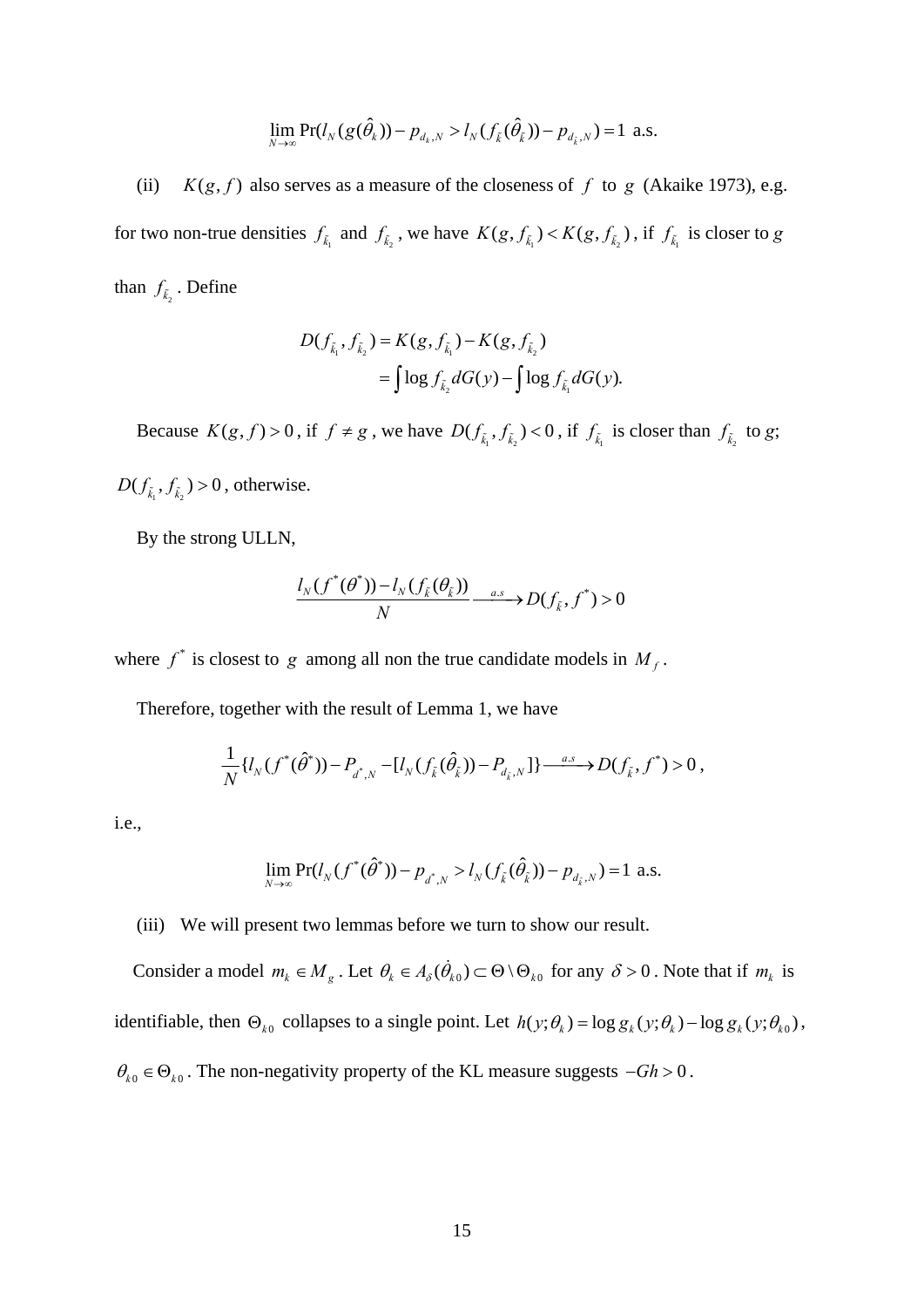$$\lim_{N\to\infty} \Pr(l_N(g(\hat{\theta}_k)) - p_{d_k,N} > l_N(f_{\tilde{k}}(\hat{\theta}_{\tilde{k}})) - p_{d_{\tilde{k}},N}) = 1 \text{ a.s.}$$

(ii) $K(g, f)$ also serves as a measure of the closeness of $f$ to $g$ (Akaike 1973), e.g. for two non-true densities $f_{\tilde{k}_1}$ and $f_{\tilde{k}_2}$, we have $K(g, f_{\tilde{k}_1}) < K(g, f_{\tilde{k}_2})$, if $f_{\tilde{k}_1}$ is closer to $g$ than $f_{\tilde{k}_2}$. Define

$$\begin{aligned} D(f_{\tilde{k}_1}, f_{\tilde{k}_2}) &= K(g, f_{\tilde{k}_1}) - K(g, f_{\tilde{k}_2}) \\ &= \int \log f_{\tilde{k}_2} dG(y) - \int \log f_{\tilde{k}_1} dG(y). \end{aligned}$$

Because $K(g, f) > 0$, if $f \neq g$, we have $D(f_{\tilde{k}_1}, f_{\tilde{k}_2}) < 0$, if $f_{\tilde{k}_1}$ is closer than $f_{\tilde{k}_2}$ to $g$; $D(f_{\tilde{k}_1}, f_{\tilde{k}_2}) > 0$, otherwise.

By the strong ULLN,

$$\frac{l_N(f^*(\theta^*)) - l_N(f_{\tilde{k}}(\theta_{\tilde{k}}))}{N} \xrightarrow{a.s} D(f_{\tilde{k}}, f^*) > 0$$

where $f^*$ is closest to $g$ among all non the true candidate models in $M_f$.

Therefore, together with the result of Lemma 1, we have

$$\frac{1}{N}\{l_N(f^*(\hat{\theta}^*)) - P_{d^*,N} - [l_N(f_{\tilde{k}}(\hat{\theta}_{\tilde{k}})) - P_{d_{\tilde{k}},N}]\} \xrightarrow{a.s} D(f_{\tilde{k}}, f^*) > 0,$$

i.e.,

$$\lim_{N\to\infty} \Pr(l_N(f^*(\hat{\theta}^*)) - p_{d^*,N} > l_N(f_{\tilde{k}}(\hat{\theta}_{\tilde{k}})) - p_{d_{\tilde{k}},N}) = 1 \text{ a.s.}$$

(iii) We will present two lemmas before we turn to show our result.

Consider a model $m_k \in M_g$. Let $\theta_k \in A_\delta(\dot{\theta}_{k0}) \subset \Theta \setminus \Theta_{k0}$ for any $\delta > 0$. Note that if $m_k$ is identifiable, then $\Theta_{k0}$ collapses to a single point. Let $h(y;\theta_k) = \log g_k(y;\theta_k) - \log g_k(y;\theta_{k0})$, $\theta_{k0} \in \Theta_{k0}$. The non-negativity property of the KL measure suggests $-Gh > 0$.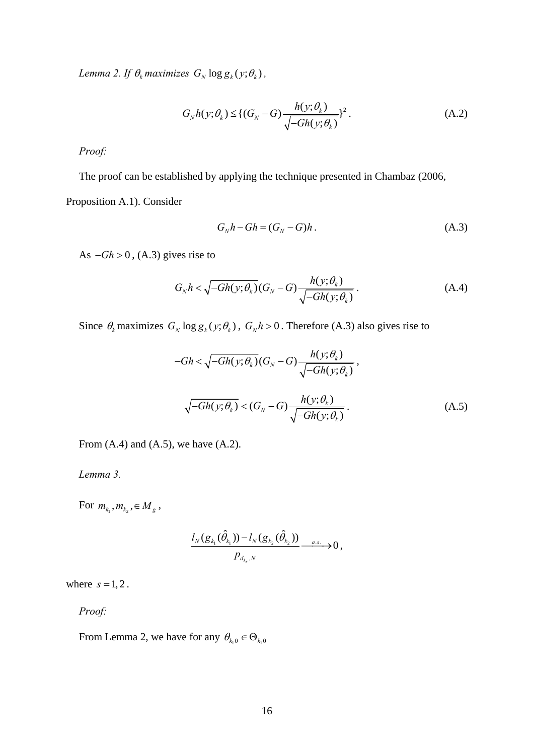*Lemma 2. If $\theta_k$ maximizes $G_N \log g_k(y;\theta_k)$,*

$$G_N h(y;\theta_k) \le \{(G_N - G)\frac{h(y;\theta_k)}{\sqrt{-Gh(y;\theta_k)}}\}^2 . \tag{A.2}$$

*Proof:*

The proof can be established by applying the technique presented in Chambaz (2006, Proposition A.1). Consider

$$G_N h - Gh = (G_N - G)h . \tag{A.3}$$

As $-Gh > 0$, (A.3) gives rise to

$$G_N h < \sqrt{-Gh(y;\theta_k)}(G_N - G)\frac{h(y;\theta_k)}{\sqrt{-Gh(y;\theta_k)}} . \tag{A.4}$$

Since $\theta_k$ maximizes $G_N \log g_k(y;\theta_k)$, $G_N h > 0$. Therefore (A.3) also gives rise to

$$-Gh < \sqrt{-Gh(y;\theta_k)}(G_N - G)\frac{h(y;\theta_k)}{\sqrt{-Gh(y;\theta_k)}} ,$$

$$\sqrt{-Gh(y;\theta_k)} < (G_N - G)\frac{h(y;\theta_k)}{\sqrt{-Gh(y;\theta_k)}} . \tag{A.5}$$

From (A.4) and (A.5), we have (A.2).

*Lemma 3.*

For $m_{k_1}, m_{k_2}, \in M_g$,

$$\frac{l_N(g_{k_1}(\hat{\theta}_{k_1})) - l_N(g_{k_2}(\hat{\theta}_{k_2}))}{p_{d_{k_s},N}} \xrightarrow{a.s.} 0 ,$$

where $s = 1, 2$.

*Proof:*

From Lemma 2, we have for any $\theta_{k_1 0} \in \Theta_{k_1 0}$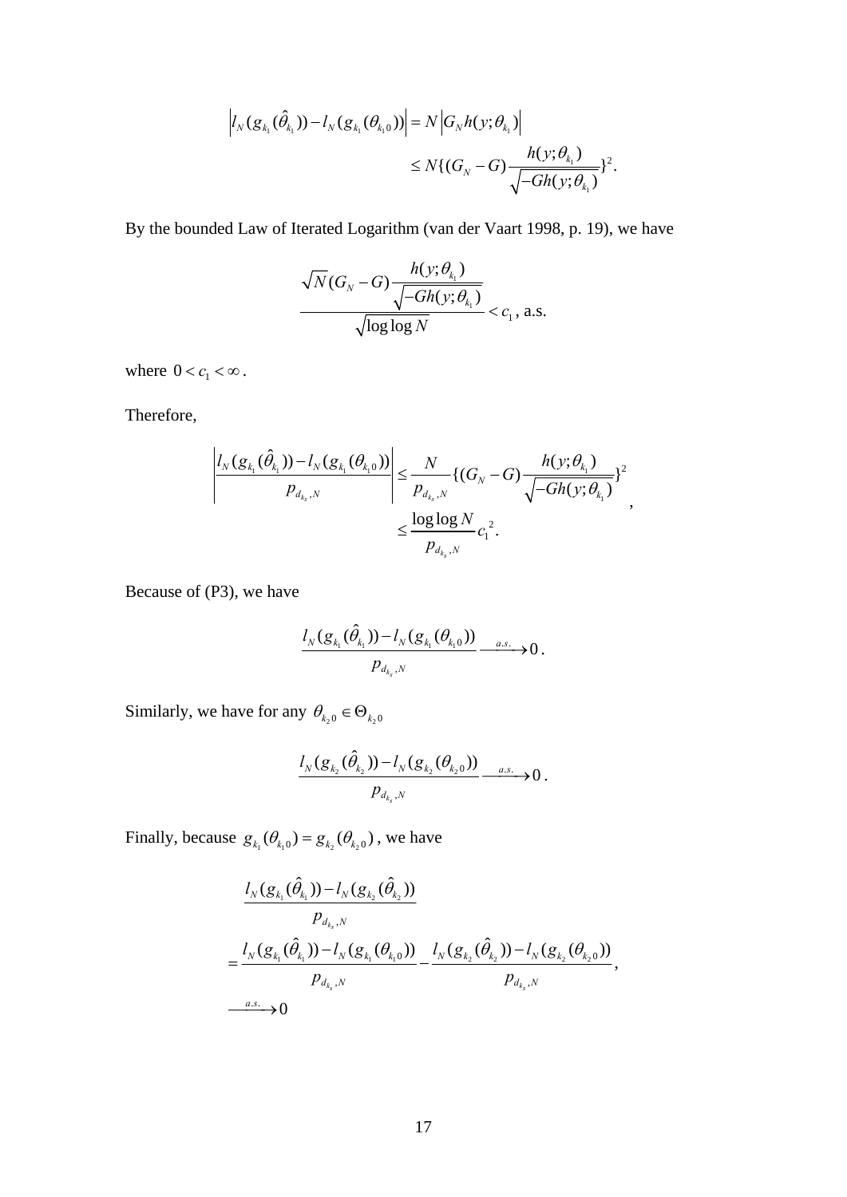$$
\begin{aligned}
\left| l_N(g_{k_1}(\hat{\theta}_{k_1})) - l_N(g_{k_1}(\theta_{k_1 0})) \right| &= N \left| G_N h(y;\theta_{k_1}) \right| \\
&\le N\{(G_N - G)\frac{h(y;\theta_{k_1})}{\sqrt{-Gh(y;\theta_{k_1})}}\}^2.
\end{aligned}
$$

By the bounded Law of Iterated Logarithm (van der Vaart 1998, p. 19), we have

$$
\frac{\sqrt{N}(G_N - G)\dfrac{h(y;\theta_{k_1})}{\sqrt{-Gh(y;\theta_{k_1})}}}{\sqrt{\log\log N}} < c_1 \text{, a.s.}
$$

where $0 < c_1 < \infty$.

Therefore,

$$
\begin{aligned}
\left| \frac{l_N(g_{k_1}(\hat{\theta}_{k_1})) - l_N(g_{k_1}(\theta_{k_1 0}))}{p_{d_{k_s},N}} \right| &\le \frac{N}{p_{d_{k_s},N}}\{(G_N - G)\frac{h(y;\theta_{k_1})}{\sqrt{-Gh(y;\theta_{k_1})}}\}^2 \\
&\le \frac{\log\log N}{p_{d_{k_s},N}} c_1^{\,2}.
\end{aligned},
$$

Because of (P3), we have

$$
\frac{l_N(g_{k_1}(\hat{\theta}_{k_1})) - l_N(g_{k_1}(\theta_{k_1 0}))}{p_{d_{k_s},N}} \xrightarrow{a.s.} 0.
$$

Similarly, we have for any $\theta_{k_2 0} \in \Theta_{k_2 0}$

$$
\frac{l_N(g_{k_2}(\hat{\theta}_{k_2})) - l_N(g_{k_2}(\theta_{k_2 0}))}{p_{d_{k_s},N}} \xrightarrow{a.s.} 0.
$$

Finally, because $g_{k_1}(\theta_{k_1 0}) = g_{k_2}(\theta_{k_2 0})$, we have

$$
\begin{aligned}
&\frac{l_N(g_{k_1}(\hat{\theta}_{k_1})) - l_N(g_{k_2}(\hat{\theta}_{k_2}))}{p_{d_{k_s},N}} \\
&= \frac{l_N(g_{k_1}(\hat{\theta}_{k_1})) - l_N(g_{k_1}(\theta_{k_1 0}))}{p_{d_{k_s},N}} - \frac{l_N(g_{k_2}(\hat{\theta}_{k_2})) - l_N(g_{k_2}(\theta_{k_2 0}))}{p_{d_{k_s},N}}, \\
&\xrightarrow{a.s.} 0
\end{aligned}
$$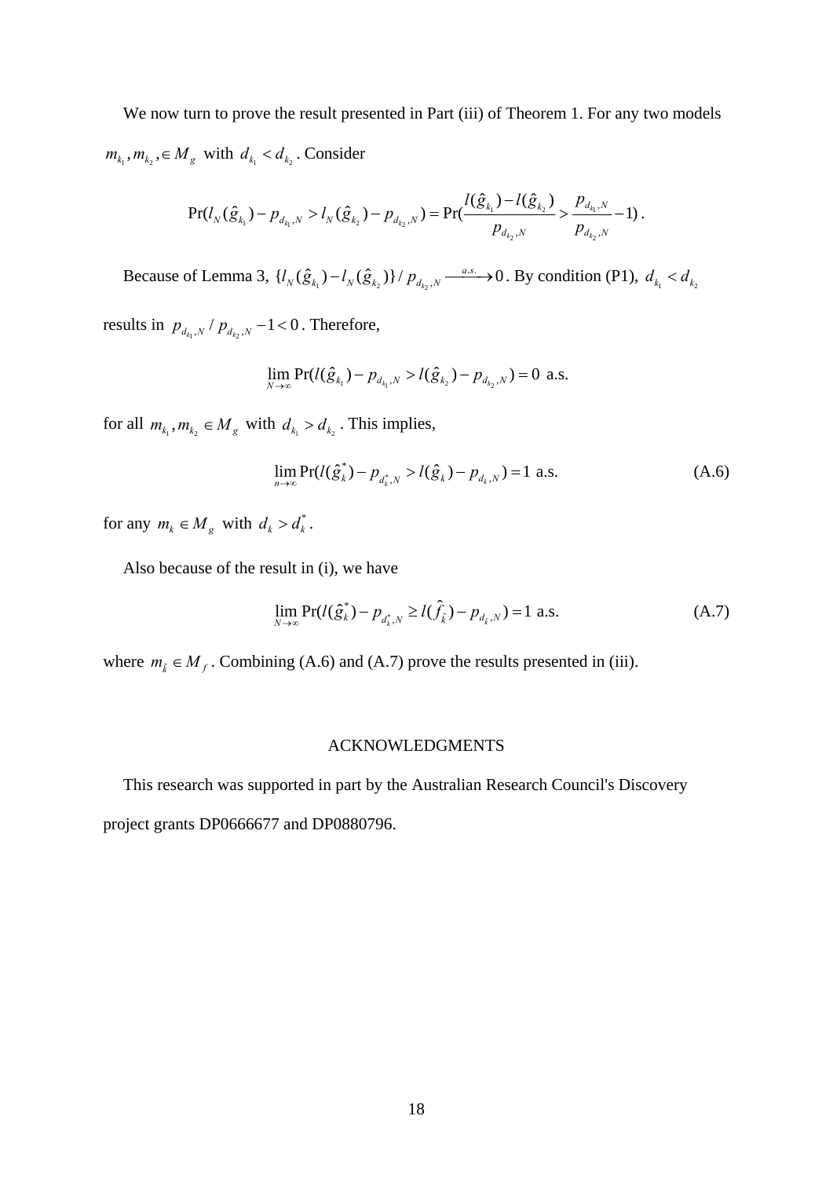We now turn to prove the result presented in Part (iii) of Theorem 1. For any two models $m_{k_1}, m_{k_2}, \in M_g$ with $d_{k_1} < d_{k_2}$. Consider

$$\Pr(l_N(\hat{g}_{k_1}) - p_{d_{k_1},N} > l_N(\hat{g}_{k_2}) - p_{d_{k_2},N}) = \Pr(\frac{l(\hat{g}_{k_1}) - l(\hat{g}_{k_2})}{p_{d_{k_2},N}} > \frac{p_{d_{k_1},N}}{p_{d_{k_2},N}} - 1).$$

Because of Lemma 3, $\{l_N(\hat{g}_{k_1}) - l_N(\hat{g}_{k_2})\}/p_{d_{k_2},N} \xrightarrow{a.s.} 0$. By condition (P1), $d_{k_1} < d_{k_2}$ results in $p_{d_{k_1},N}/p_{d_{k_2},N} - 1 < 0$. Therefore,

$$\lim_{N \to \infty} \Pr(l(\hat{g}_{k_1}) - p_{d_{k_1},N} > l(\hat{g}_{k_2}) - p_{d_{k_2},N}) = 0 \text{ a.s.}$$

for all $m_{k_1}, m_{k_2} \in M_g$ with $d_{k_1} > d_{k_2}$. This implies,

$$\lim_{n \to \infty} \Pr(l(\hat{g}_k^*) - p_{d_k^*,N} > l(\hat{g}_k) - p_{d_k,N}) = 1 \text{ a.s.} \tag{A.6}$$

for any $m_k \in M_g$ with $d_k > d_k^*$.

Also because of the result in (i), we have

$$\lim_{N \to \infty} \Pr(l(\hat{g}_k^*) - p_{d_k^*,N} \geq l(\hat{f}_{\tilde{k}}) - p_{d_{\tilde{k}},N}) = 1 \text{ a.s.} \tag{A.7}$$

where $m_{\tilde{k}} \in M_f$. Combining (A.6) and (A.7) prove the results presented in (iii).

## ACKNOWLEDGMENTS

This research was supported in part by the Australian Research Council's Discovery project grants DP0666677 and DP0880796.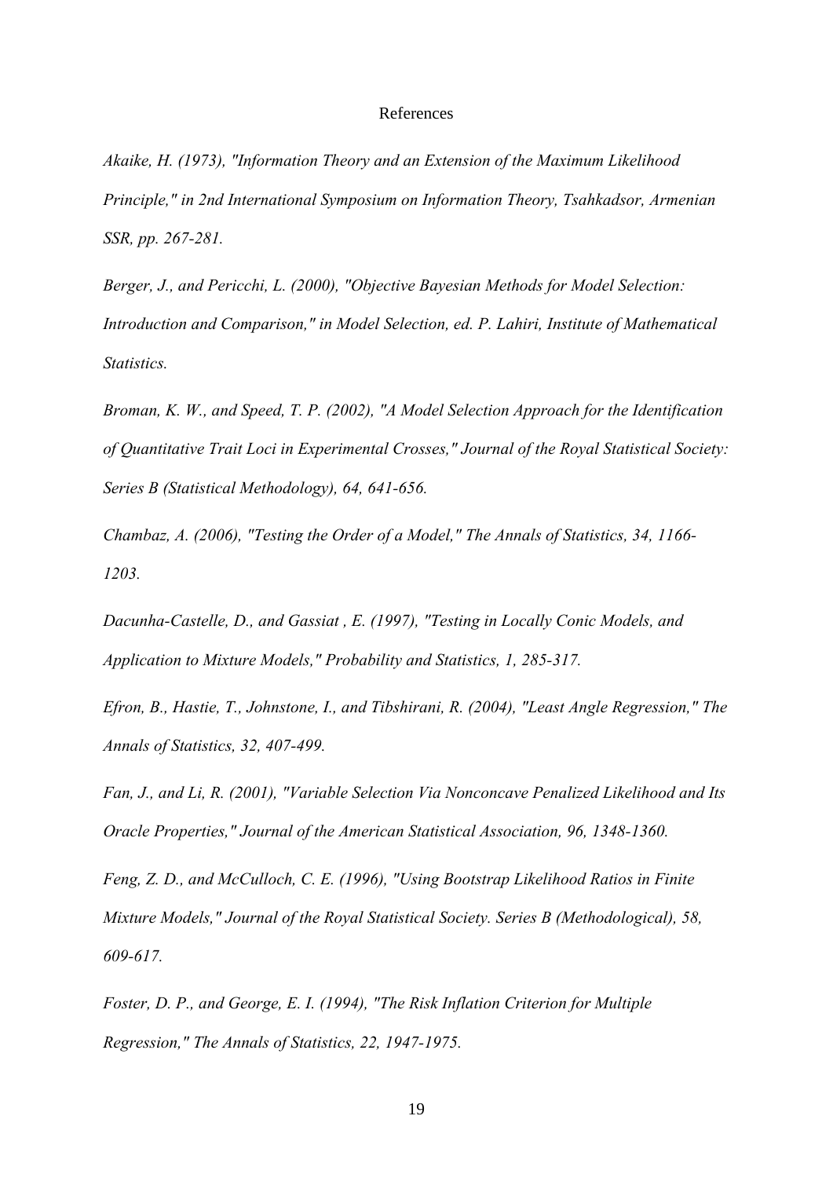# References

*Akaike, H. (1973), "Information Theory and an Extension of the Maximum Likelihood Principle," in 2nd International Symposium on Information Theory, Tsahkadsor, Armenian SSR, pp. 267-281.*

*Berger, J., and Pericchi, L. (2000), "Objective Bayesian Methods for Model Selection: Introduction and Comparison," in Model Selection, ed. P. Lahiri, Institute of Mathematical Statistics.*

*Broman, K. W., and Speed, T. P. (2002), "A Model Selection Approach for the Identification of Quantitative Trait Loci in Experimental Crosses," Journal of the Royal Statistical Society: Series B (Statistical Methodology), 64, 641-656.*

*Chambaz, A. (2006), "Testing the Order of a Model," The Annals of Statistics, 34, 1166-1203.*

*Dacunha-Castelle, D., and Gassiat , E. (1997), "Testing in Locally Conic Models, and Application to Mixture Models," Probability and Statistics, 1, 285-317.*

*Efron, B., Hastie, T., Johnstone, I., and Tibshirani, R. (2004), "Least Angle Regression," The Annals of Statistics, 32, 407-499.*

*Fan, J., and Li, R. (2001), "Variable Selection Via Nonconcave Penalized Likelihood and Its Oracle Properties," Journal of the American Statistical Association, 96, 1348-1360.*

*Feng, Z. D., and McCulloch, C. E. (1996), "Using Bootstrap Likelihood Ratios in Finite Mixture Models," Journal of the Royal Statistical Society. Series B (Methodological), 58, 609-617.*

*Foster, D. P., and George, E. I. (1994), "The Risk Inflation Criterion for Multiple Regression," The Annals of Statistics, 22, 1947-1975.*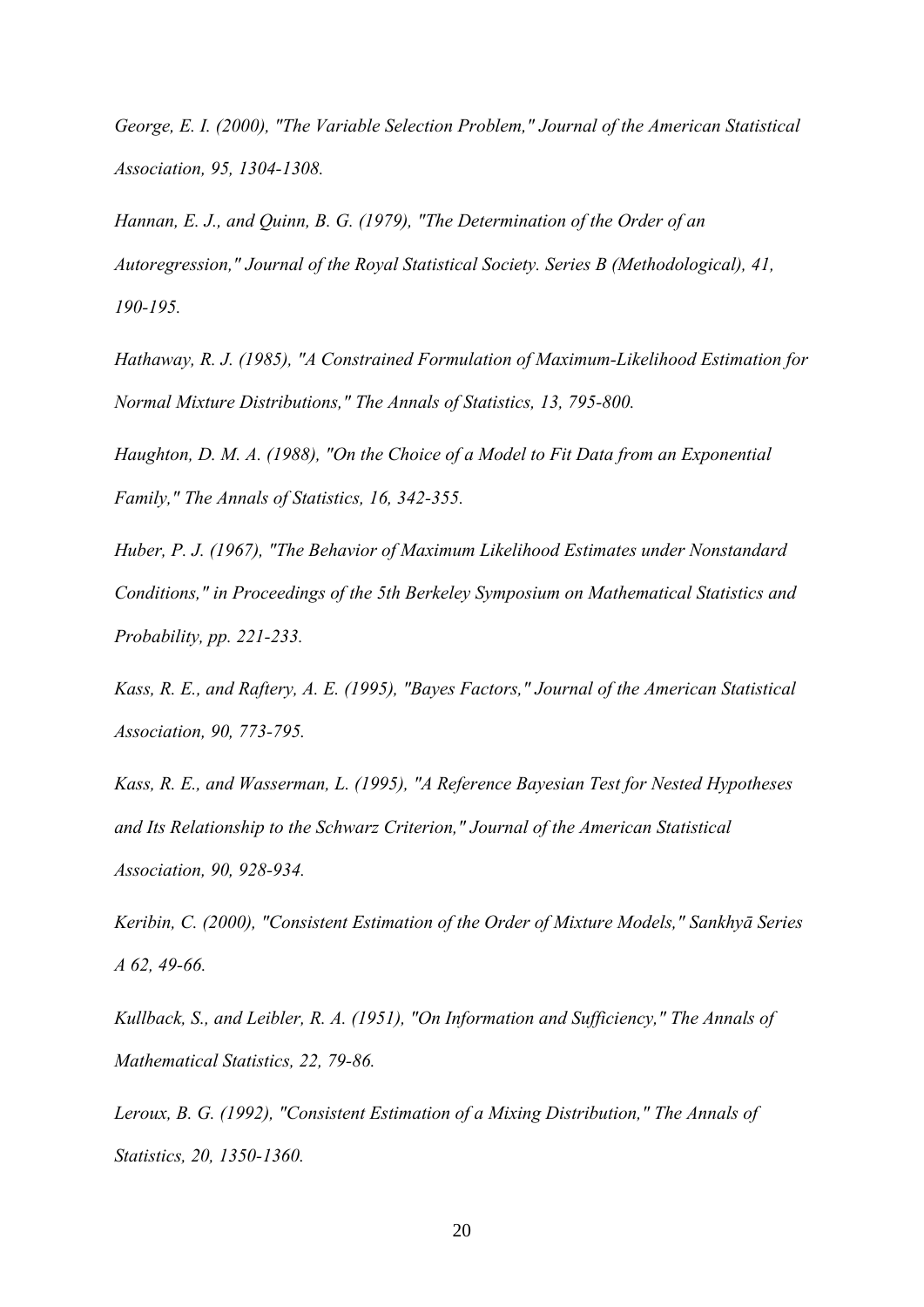*George, E. I. (2000), "The Variable Selection Problem," Journal of the American Statistical Association, 95, 1304-1308.*

*Hannan, E. J., and Quinn, B. G. (1979), "The Determination of the Order of an Autoregression," Journal of the Royal Statistical Society. Series B (Methodological), 41, 190-195.*

*Hathaway, R. J. (1985), "A Constrained Formulation of Maximum-Likelihood Estimation for Normal Mixture Distributions," The Annals of Statistics, 13, 795-800.*

*Haughton, D. M. A. (1988), "On the Choice of a Model to Fit Data from an Exponential Family," The Annals of Statistics, 16, 342-355.*

*Huber, P. J. (1967), "The Behavior of Maximum Likelihood Estimates under Nonstandard Conditions," in Proceedings of the 5th Berkeley Symposium on Mathematical Statistics and Probability, pp. 221-233.*

*Kass, R. E., and Raftery, A. E. (1995), "Bayes Factors," Journal of the American Statistical Association, 90, 773-795.*

*Kass, R. E., and Wasserman, L. (1995), "A Reference Bayesian Test for Nested Hypotheses and Its Relationship to the Schwarz Criterion," Journal of the American Statistical Association, 90, 928-934.*

*Keribin, C. (2000), "Consistent Estimation of the Order of Mixture Models," Sankhyā Series A 62, 49-66.*

*Kullback, S., and Leibler, R. A. (1951), "On Information and Sufficiency," The Annals of Mathematical Statistics, 22, 79-86.*

*Leroux, B. G. (1992), "Consistent Estimation of a Mixing Distribution," The Annals of Statistics, 20, 1350-1360.*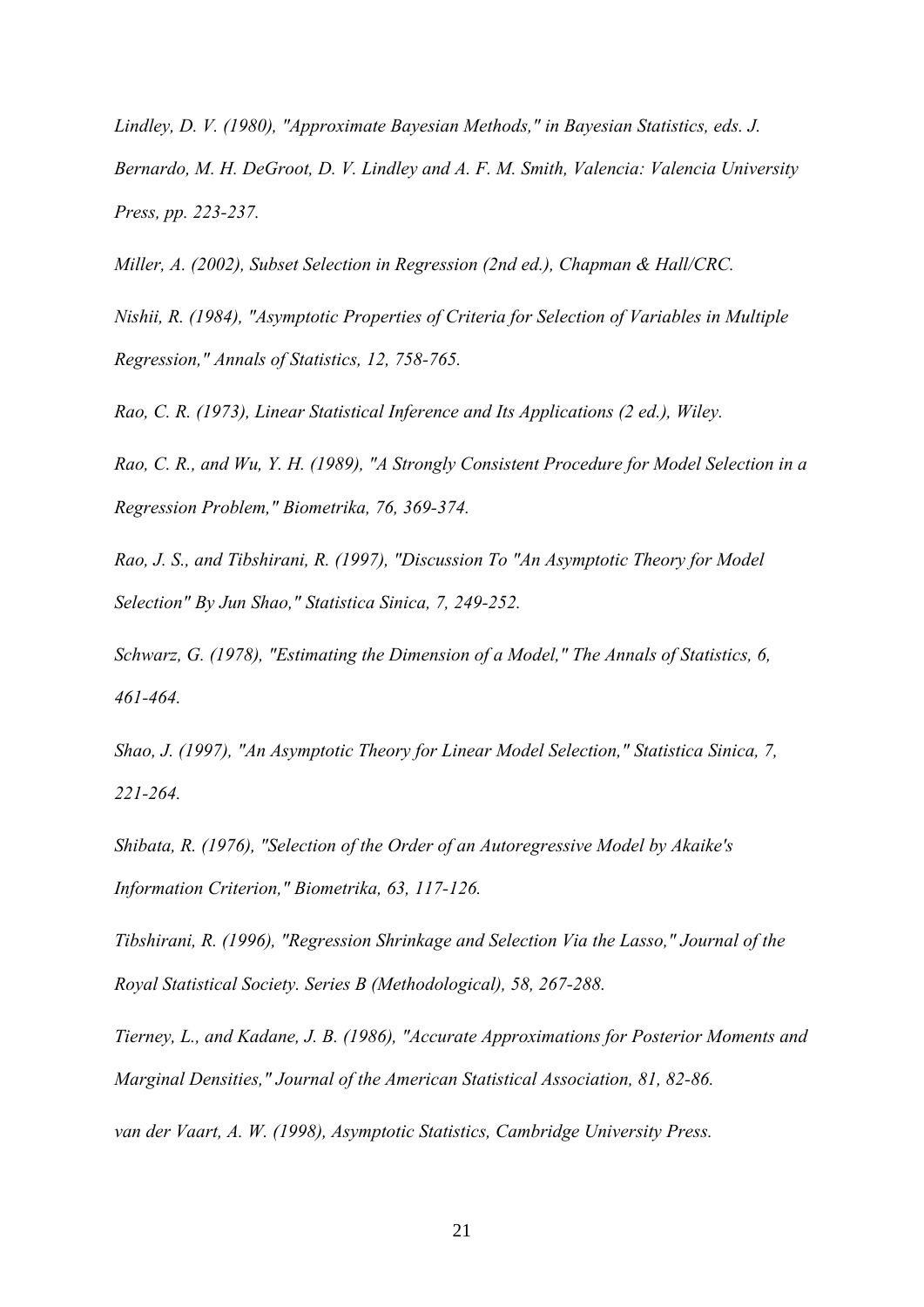*Lindley, D. V. (1980), "Approximate Bayesian Methods," in Bayesian Statistics, eds. J. Bernardo, M. H. DeGroot, D. V. Lindley and A. F. M. Smith, Valencia: Valencia University Press, pp. 223-237.*

*Miller, A. (2002), Subset Selection in Regression (2nd ed.), Chapman & Hall/CRC.*

*Nishii, R. (1984), "Asymptotic Properties of Criteria for Selection of Variables in Multiple Regression," Annals of Statistics, 12, 758-765.*

*Rao, C. R. (1973), Linear Statistical Inference and Its Applications (2 ed.), Wiley.*

*Rao, C. R., and Wu, Y. H. (1989), "A Strongly Consistent Procedure for Model Selection in a Regression Problem," Biometrika, 76, 369-374.*

*Rao, J. S., and Tibshirani, R. (1997), "Discussion To "An Asymptotic Theory for Model Selection" By Jun Shao," Statistica Sinica, 7, 249-252.*

*Schwarz, G. (1978), "Estimating the Dimension of a Model," The Annals of Statistics, 6, 461-464.*

*Shao, J. (1997), "An Asymptotic Theory for Linear Model Selection," Statistica Sinica, 7, 221-264.*

*Shibata, R. (1976), "Selection of the Order of an Autoregressive Model by Akaike's Information Criterion," Biometrika, 63, 117-126.*

*Tibshirani, R. (1996), "Regression Shrinkage and Selection Via the Lasso," Journal of the Royal Statistical Society. Series B (Methodological), 58, 267-288.*

*Tierney, L., and Kadane, J. B. (1986), "Accurate Approximations for Posterior Moments and Marginal Densities," Journal of the American Statistical Association, 81, 82-86.*

*van der Vaart, A. W. (1998), Asymptotic Statistics, Cambridge University Press.*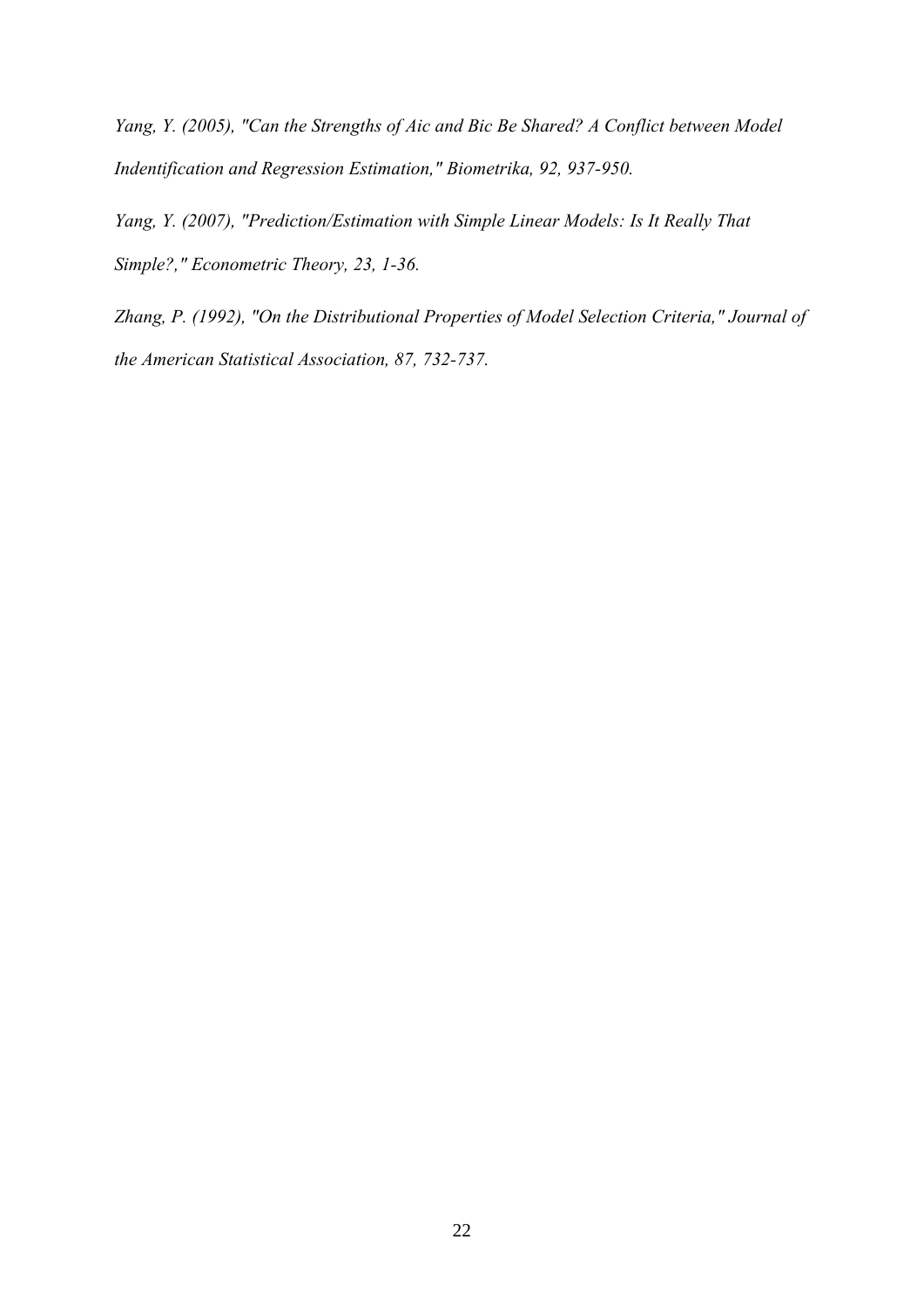*Yang, Y. (2005), "Can the Strengths of Aic and Bic Be Shared? A Conflict between Model Indentification and Regression Estimation," Biometrika, 92, 937-950.*

*Yang, Y. (2007), "Prediction/Estimation with Simple Linear Models: Is It Really That Simple?," Econometric Theory, 23, 1-36.*

*Zhang, P. (1992), "On the Distributional Properties of Model Selection Criteria," Journal of the American Statistical Association, 87, 732-737.*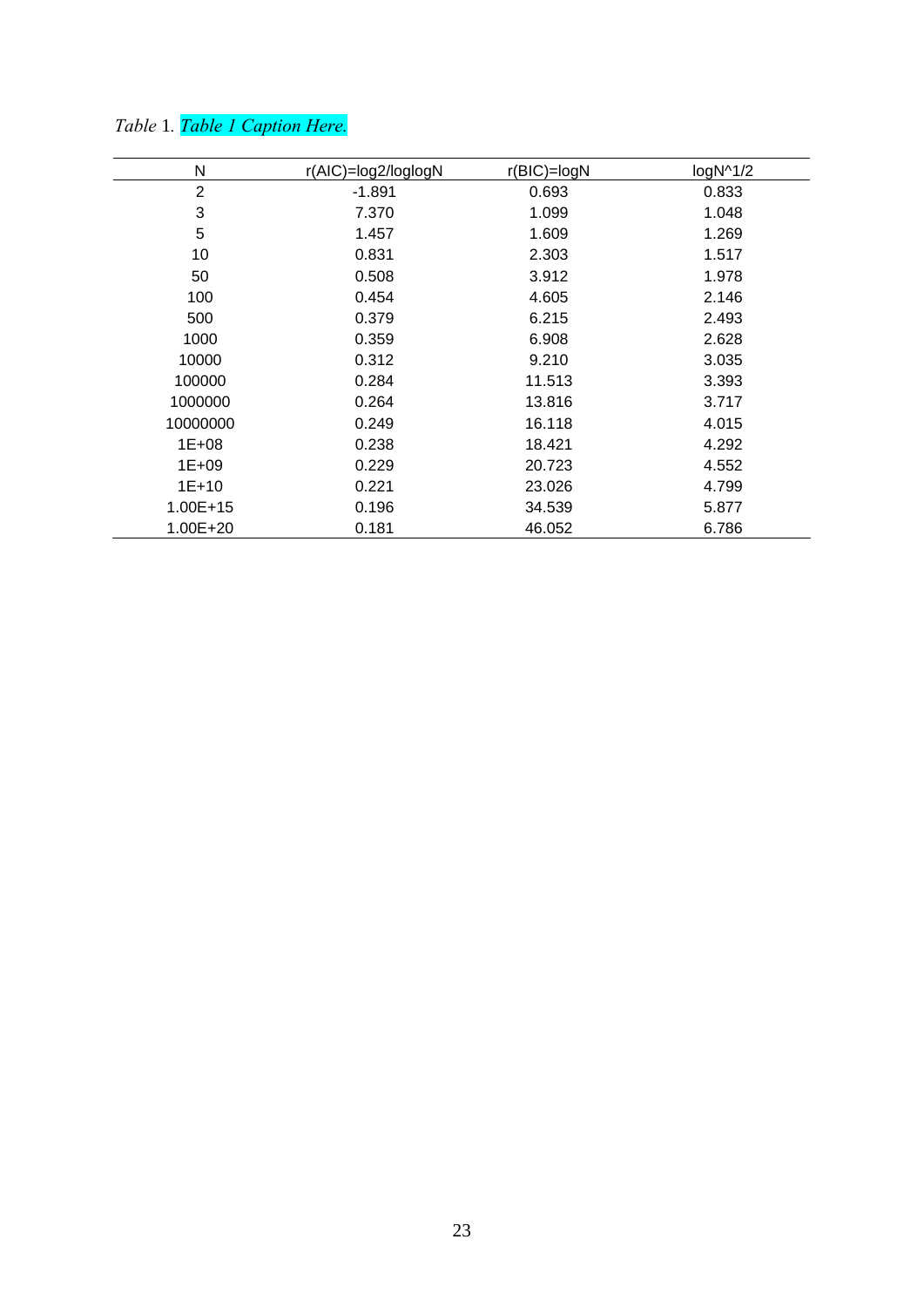*Table* 1. *Table 1 Caption Here.*

| N | r(AIC)=log2/loglogN | r(BIC)=logN | logN^1/2 |
|---|---|---|---|
| 2 | -1.891 | 0.693 | 0.833 |
| 3 | 7.370 | 1.099 | 1.048 |
| 5 | 1.457 | 1.609 | 1.269 |
| 10 | 0.831 | 2.303 | 1.517 |
| 50 | 0.508 | 3.912 | 1.978 |
| 100 | 0.454 | 4.605 | 2.146 |
| 500 | 0.379 | 6.215 | 2.493 |
| 1000 | 0.359 | 6.908 | 2.628 |
| 10000 | 0.312 | 9.210 | 3.035 |
| 100000 | 0.284 | 11.513 | 3.393 |
| 1000000 | 0.264 | 13.816 | 3.717 |
| 10000000 | 0.249 | 16.118 | 4.015 |
| 1E+08 | 0.238 | 18.421 | 4.292 |
| 1E+09 | 0.229 | 20.723 | 4.552 |
| 1E+10 | 0.221 | 23.026 | 4.799 |
| 1.00E+15 | 0.196 | 34.539 | 5.877 |
| 1.00E+20 | 0.181 | 46.052 | 6.786 |